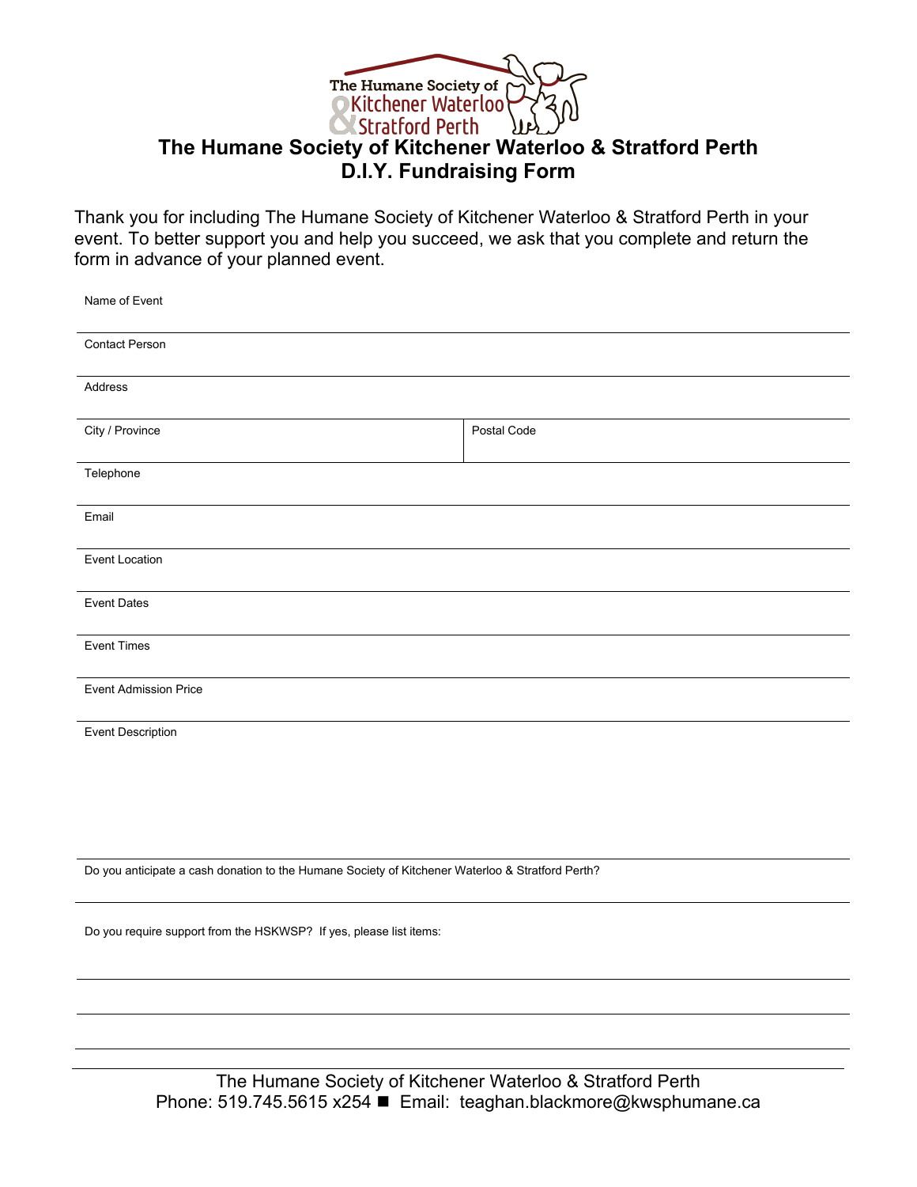# The Humane Society of Kitchener Waterloo & Stratford Perth
## D.I.Y. Fundraising Form

Thank you for including The Humane Society of Kitchener Waterloo & Stratford Perth in your event. To better support you and help you succeed, we ask that you complete and return the form in advance of your planned event.

Name of Event

---

Contact Person

---

Address

---

| City / Province | Postal Code |
|---|---|
| | |

Telephone

---

Email

---

Event Location

---

Event Dates

---

Event Times

---

Event Admission Price

---

Event Description

---

Do you anticipate a cash donation to the Humane Society of Kitchener Waterloo & Stratford Perth?

---

Do you require support from the HSKWSP? If yes, please list items:

---

---

---

The Humane Society of Kitchener Waterloo & Stratford Perth
Phone: 519.745.5615 x254 ■ Email: teaghan.blackmore@kwsphumane.ca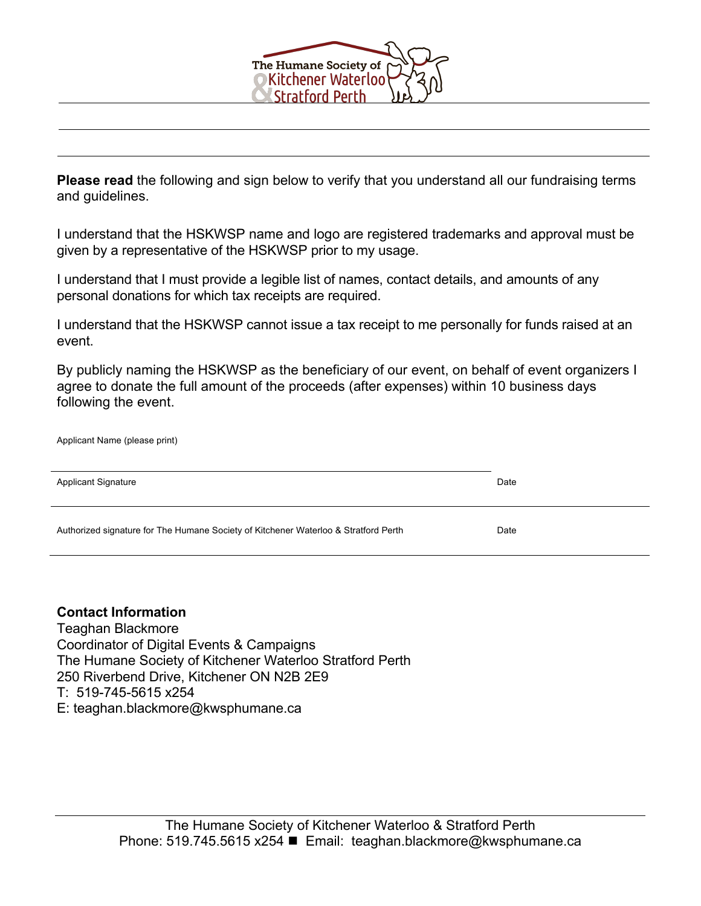**Please read** the following and sign below to verify that you understand all our fundraising terms and guidelines.

I understand that the HSKWSP name and logo are registered trademarks and approval must be given by a representative of the HSKWSP prior to my usage.

I understand that I must provide a legible list of names, contact details, and amounts of any personal donations for which tax receipts are required.

I understand that the HSKWSP cannot issue a tax receipt to me personally for funds raised at an event.

By publicly naming the HSKWSP as the beneficiary of our event, on behalf of event organizers I agree to donate the full amount of the proceeds (after expenses) within 10 business days following the event.

Applicant Name (please print)

Applicant Signature Date

Authorized signature for The Humane Society of Kitchener Waterloo & Stratford Perth Date

**Contact Information**
Teaghan Blackmore
Coordinator of Digital Events & Campaigns
The Humane Society of Kitchener Waterloo Stratford Perth
250 Riverbend Drive, Kitchener ON N2B 2E9
T: 519-745-5615 x254
E: teaghan.blackmore@kwsphumane.ca